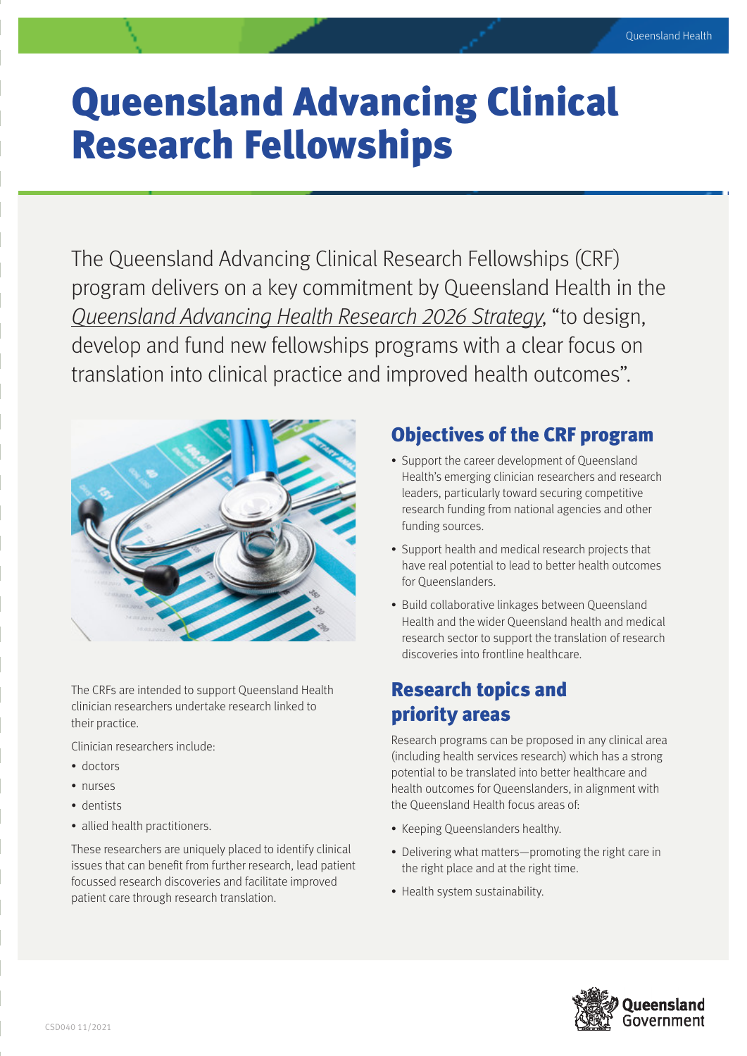# Queensland Advancing Clinical Research Fellowships

The Queensland Advancing Clinical Research Fellowships (CRF) program delivers on a key commitment by Queensland Health in the *Queensland Advancing Health Research 2026 Strategy*, "to design, develop and fund new fellowships programs with a clear focus on translation into clinical practice and improved health outcomes".

The CRFs are intended to support Queensland Health clinician researchers undertake research linked to their practice.

Clinician researchers include:

- doctors
- nurses
- dentists
- allied health practitioners.

These researchers are uniquely placed to identify clinical issues that can benefit from further research, lead patient focussed research discoveries and facilitate improved patient care through research translation.

## Objectives of the CRF program

- Support the career development of Queensland Health's emerging clinician researchers and research leaders, particularly toward securing competitive research funding from national agencies and other funding sources.
- Support health and medical research projects that have real potential to lead to better health outcomes for Queenslanders.
- Build collaborative linkages between Queensland Health and the wider Queensland health and medical research sector to support the translation of research discoveries into frontline healthcare.

## Research topics and priority areas

Research programs can be proposed in any clinical area (including health services research) which has a strong potential to be translated into better healthcare and health outcomes for Queenslanders, in alignment with the Queensland Health focus areas of:

- Keeping Queenslanders healthy.
- Delivering what matters—promoting the right care in the right place and at the right time.
- Health system sustainability.

CSD040 11/2021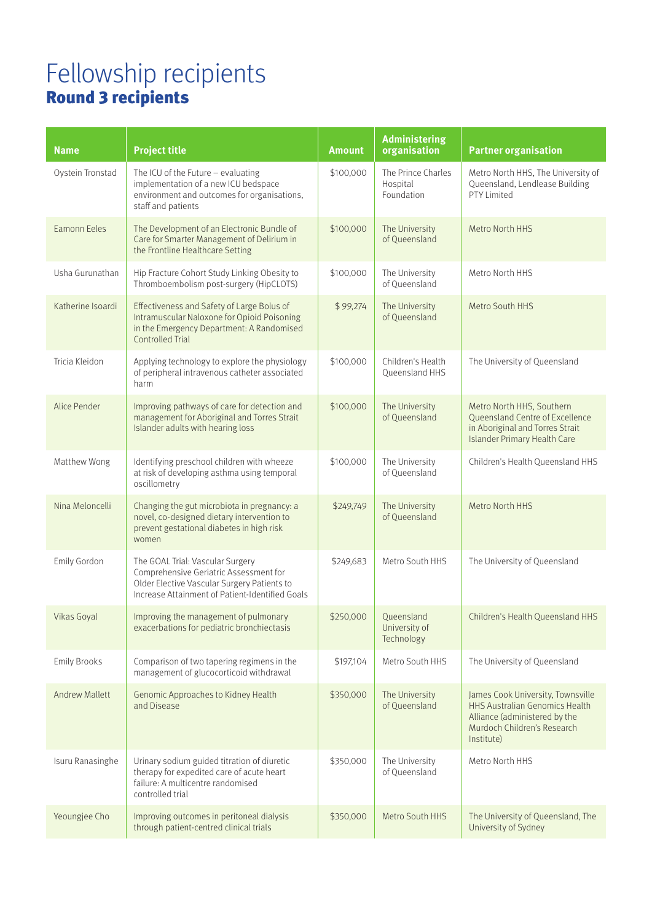# Fellowship recipients

## Round 3 recipients

| Name | Project title | Amount | Administering organisation | Partner organisation |
|---|---|---|---|---|
| Oystein Tronstad | The ICU of the Future – evaluating implementation of a new ICU bedspace environment and outcomes for organisations, staff and patients | $100,000 | The Prince Charles Hospital Foundation | Metro North HHS, The University of Queensland, Lendlease Building PTY Limited |
| Eamonn Eeles | The Development of an Electronic Bundle of Care for Smarter Management of Delirium in the Frontline Healthcare Setting | $100,000 | The University of Queensland | Metro North HHS |
| Usha Gurunathan | Hip Fracture Cohort Study Linking Obesity to Thromboembolism post-surgery (HipCLOTS) | $100,000 | The University of Queensland | Metro North HHS |
| Katherine Isoardi | Effectiveness and Safety of Large Bolus of Intramuscular Naloxone for Opioid Poisoning in the Emergency Department: A Randomised Controlled Trial | $ 99,274 | The University of Queensland | Metro South HHS |
| Tricia Kleidon | Applying technology to explore the physiology of peripheral intravenous catheter associated harm | $100,000 | Children's Health Queensland HHS | The University of Queensland |
| Alice Pender | Improving pathways of care for detection and management for Aboriginal and Torres Strait Islander adults with hearing loss | $100,000 | The University of Queensland | Metro North HHS, Southern Queensland Centre of Excellence in Aboriginal and Torres Strait Islander Primary Health Care |
| Matthew Wong | Identifying preschool children with wheeze at risk of developing asthma using temporal oscillometry | $100,000 | The University of Queensland | Children's Health Queensland HHS |
| Nina Meloncelli | Changing the gut microbiota in pregnancy: a novel, co-designed dietary intervention to prevent gestational diabetes in high risk women | $249,749 | The University of Queensland | Metro North HHS |
| Emily Gordon | The GOAL Trial: Vascular Surgery Comprehensive Geriatric Assessment for Older Elective Vascular Surgery Patients to Increase Attainment of Patient-Identified Goals | $249,683 | Metro South HHS | The University of Queensland |
| Vikas Goyal | Improving the management of pulmonary exacerbations for pediatric bronchiectasis | $250,000 | Queensland University of Technology | Children's Health Queensland HHS |
| Emily Brooks | Comparison of two tapering regimens in the management of glucocorticoid withdrawal | $197,104 | Metro South HHS | The University of Queensland |
| Andrew Mallett | Genomic Approaches to Kidney Health and Disease | $350,000 | The University of Queensland | James Cook University, Townsville HHS Australian Genomics Health Alliance (administered by the Murdoch Children's Research Institute) |
| Isuru Ranasinghe | Urinary sodium guided titration of diuretic therapy for expedited care of acute heart failure: A multicentre randomised controlled trial | $350,000 | The University of Queensland | Metro North HHS |
| Yeoungjee Cho | Improving outcomes in peritoneal dialysis through patient-centred clinical trials | $350,000 | Metro South HHS | The University of Queensland, The University of Sydney |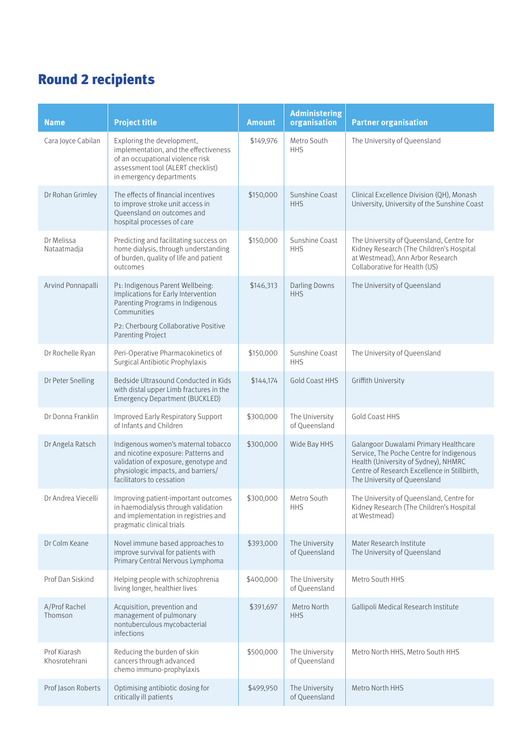## Round 2 recipients

| Name | Project title | Amount | Administering organisation | Partner organisation |
|---|---|---|---|---|
| Cara Joyce Cabilan | Exploring the development, implementation, and the effectiveness of an occupational violence risk assessment tool (ALERT checklist) in emergency departments | $149,976 | Metro South HHS | The University of Queensland |
| Dr Rohan Grimley | The effects of financial incentives to improve stroke unit access in Queensland on outcomes and hospital processes of care | $150,000 | Sunshine Coast HHS | Clinical Excellence Division (QH), Monash University, University of the Sunshine Coast |
| Dr Melissa Nataatmadja | Predicting and facilitating success on home dialysis, through understanding of burden, quality of life and patient outcomes | $150,000 | Sunshine Coast HHS | The University of Queensland, Centre for Kidney Research (The Children's Hospital at Westmead), Ann Arbor Research Collaborative for Health (US) |
| Arvind Ponnapalli | P1: Indigenous Parent Wellbeing: Implications for Early Intervention Parenting Programs in Indigenous Communities<br>P2: Cherbourg Collaborative Positive Parenting Project | $146,313 | Darling Downs HHS | The University of Queensland |
| Dr Rochelle Ryan | Peri-Operative Pharmacokinetics of Surgical Antibiotic Prophylaxis | $150,000 | Sunshine Coast HHS | The University of Queensland |
| Dr Peter Snelling | Bedside Ultrasound Conducted in Kids with distal upper Limb fractures in the Emergency Department (BUCKLED) | $144,174 | Gold Coast HHS | Griffith University |
| Dr Donna Franklin | Improved Early Respiratory Support of Infants and Children | $300,000 | The University of Queensland | Gold Coast HHS |
| Dr Angela Ratsch | Indigenous women's maternal tobacco and nicotine exposure: Patterns and validation of exposure, genotype and physiologic impacts, and barriers/ facilitators to cessation | $300,000 | Wide Bay HHS | Galangoor Duwalami Primary Healthcare Service, The Poche Centre for Indigenous Health (University of Sydney), NHMRC Centre of Research Excellence in Stillbirth, The University of Queensland |
| Dr Andrea Viecelli | Improving patient-important outcomes in haemodialysis through validation and implementation in registries and pragmatic clinical trials | $300,000 | Metro South HHS | The University of Queensland, Centre for Kidney Research (The Children's Hospital at Westmead) |
| Dr Colm Keane | Novel immune based approaches to improve survival for patients with Primary Central Nervous Lymphoma | $393,000 | The University of Queensland | Mater Research Institute<br>The University of Queensland |
| Prof Dan Siskind | Helping people with schizophrenia living longer, healthier lives | $400,000 | The University of Queensland | Metro South HHS |
| A/Prof Rachel Thomson | Acquisition, prevention and management of pulmonary nontuberculous mycobacterial infections | $391,697 | Metro North HHS | Gallipoli Medical Research Institute |
| Prof Kiarash Khosrotehrani | Reducing the burden of skin cancers through advanced chemo immuno-prophylaxis | $500,000 | The University of Queensland | Metro North HHS, Metro South HHS |
| Prof Jason Roberts | Optimising antibiotic dosing for critically ill patients | $499,950 | The University of Queensland | Metro North HHS |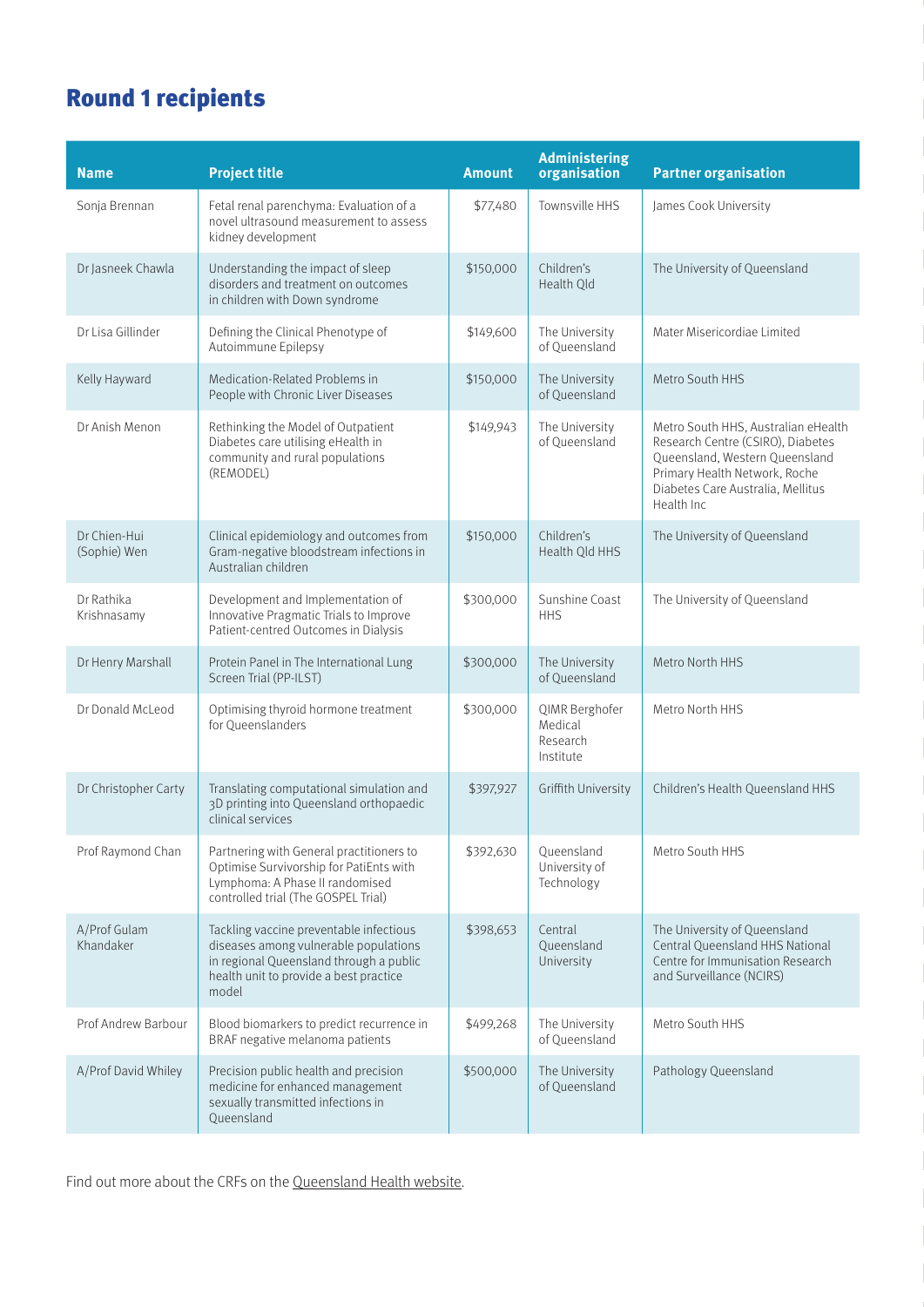## Round 1 recipients

| Name | Project title | Amount | Administering organisation | Partner organisation |
|---|---|---|---|---|
| Sonja Brennan | Fetal renal parenchyma: Evaluation of a novel ultrasound measurement to assess kidney development | $77,480 | Townsville HHS | James Cook University |
| Dr Jasneek Chawla | Understanding the impact of sleep disorders and treatment on outcomes in children with Down syndrome | $150,000 | Children's Health Qld | The University of Queensland |
| Dr Lisa Gillinder | Defining the Clinical Phenotype of Autoimmune Epilepsy | $149,600 | The University of Queensland | Mater Misericordiae Limited |
| Kelly Hayward | Medication-Related Problems in People with Chronic Liver Diseases | $150,000 | The University of Queensland | Metro South HHS |
| Dr Anish Menon | Rethinking the Model of Outpatient Diabetes care utilising eHealth in community and rural populations (REMODEL) | $149,943 | The University of Queensland | Metro South HHS, Australian eHealth Research Centre (CSIRO), Diabetes Queensland, Western Queensland Primary Health Network, Roche Diabetes Care Australia, Mellitus Health Inc |
| Dr Chien-Hui (Sophie) Wen | Clinical epidemiology and outcomes from Gram-negative bloodstream infections in Australian children | $150,000 | Children's Health Qld HHS | The University of Queensland |
| Dr Rathika Krishnasamy | Development and Implementation of Innovative Pragmatic Trials to Improve Patient-centred Outcomes in Dialysis | $300,000 | Sunshine Coast HHS | The University of Queensland |
| Dr Henry Marshall | Protein Panel in The International Lung Screen Trial (PP-ILST) | $300,000 | The University of Queensland | Metro North HHS |
| Dr Donald McLeod | Optimising thyroid hormone treatment for Queenslanders | $300,000 | QIMR Berghofer Medical Research Institute | Metro North HHS |
| Dr Christopher Carty | Translating computational simulation and 3D printing into Queensland orthopaedic clinical services | $397,927 | Griffith University | Children's Health Queensland HHS |
| Prof Raymond Chan | Partnering with General practitioners to Optimise Survivorship for PatiEnts with Lymphoma: A Phase II randomised controlled trial (The GOSPEL Trial) | $392,630 | Queensland University of Technology | Metro South HHS |
| A/Prof Gulam Khandaker | Tackling vaccine preventable infectious diseases among vulnerable populations in regional Queensland through a public health unit to provide a best practice model | $398,653 | Central Queensland University | The University of Queensland Central Queensland HHS National Centre for Immunisation Research and Surveillance (NCIRS) |
| Prof Andrew Barbour | Blood biomarkers to predict recurrence in BRAF negative melanoma patients | $499,268 | The University of Queensland | Metro South HHS |
| A/Prof David Whiley | Precision public health and precision medicine for enhanced management sexually transmitted infections in Queensland | $500,000 | The University of Queensland | Pathology Queensland |

Find out more about the CRFs on the Queensland Health website.